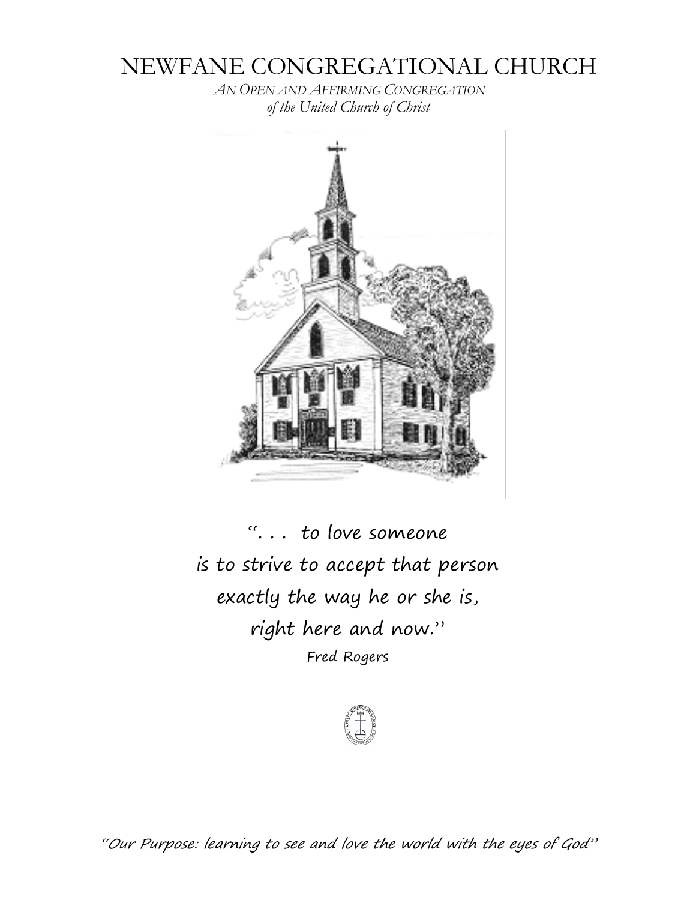# NEWFANE CONGREGATIONAL CHURCH

*AN OPEN AND AFFIRMING CONGREGATION*
*of the United Church of Christ*

". . . to love someone
is to strive to accept that person
exactly the way he or she is,
right here and now."
Fred Rogers

*"Our Purpose: learning to see and love the world with the eyes of God"*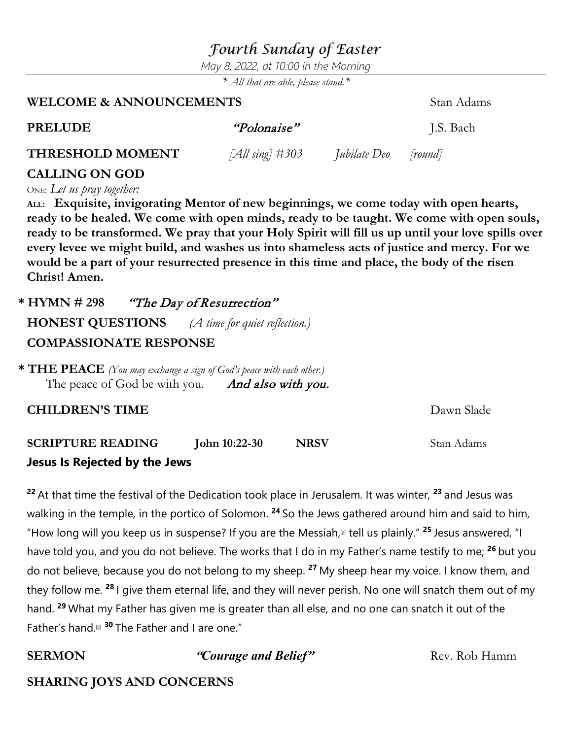# *Fourth Sunday of Easter*

*May 8, 2022, at 10:00 in the Morning*

*\* All that are able, please stand.\**

**WELCOME & ANNOUNCEMENTS** Stan Adams

**PRELUDE** *"Polonaise"* J.S. Bach

**THRESHOLD MOMENT** *[All sing] #303* *Jubilate Deo* *[round]*

**CALLING ON GOD**

ONE: *Let us pray together:*

**ALL: Exquisite, invigorating Mentor of new beginnings, we come today with open hearts, ready to be healed. We come with open minds, ready to be taught. We come with open souls, ready to be transformed. We pray that your Holy Spirit will fill us up until your love spills over every levee we might build, and washes us into shameless acts of justice and mercy. For we would be a part of your resurrected presence in this time and place, the body of the risen Christ! Amen.**

**\* HYMN # 298** *"The Day of Resurrection"*

**HONEST QUESTIONS** *(A time for quiet reflection.)*

**COMPASSIONATE RESPONSE**

**\* THE PEACE** *(You may exchange a sign of God's peace with each other.)*

The peace of God be with you. *And also with you.*

**CHILDREN'S TIME** Dawn Slade

**SCRIPTURE READING** **John 10:22-30** **NRSV** Stan Adams

**Jesus Is Rejected by the Jews**

**22** At that time the festival of the Dedication took place in Jerusalem. It was winter, **23** and Jesus was walking in the temple, in the portico of Solomon. **24** So the Jews gathered around him and said to him, "How long will you keep us in suspense? If you are the Messiah,[a] tell us plainly." **25** Jesus answered, "I have told you, and you do not believe. The works that I do in my Father's name testify to me; **26** but you do not believe, because you do not belong to my sheep. **27** My sheep hear my voice. I know them, and they follow me. **28** I give them eternal life, and they will never perish. No one will snatch them out of my hand. **29** What my Father has given me is greater than all else, and no one can snatch it out of the Father's hand.[b] **30** The Father and I are one."

**SERMON** ***"Courage and Belief"*** Rev. Rob Hamm

**SHARING JOYS AND CONCERNS**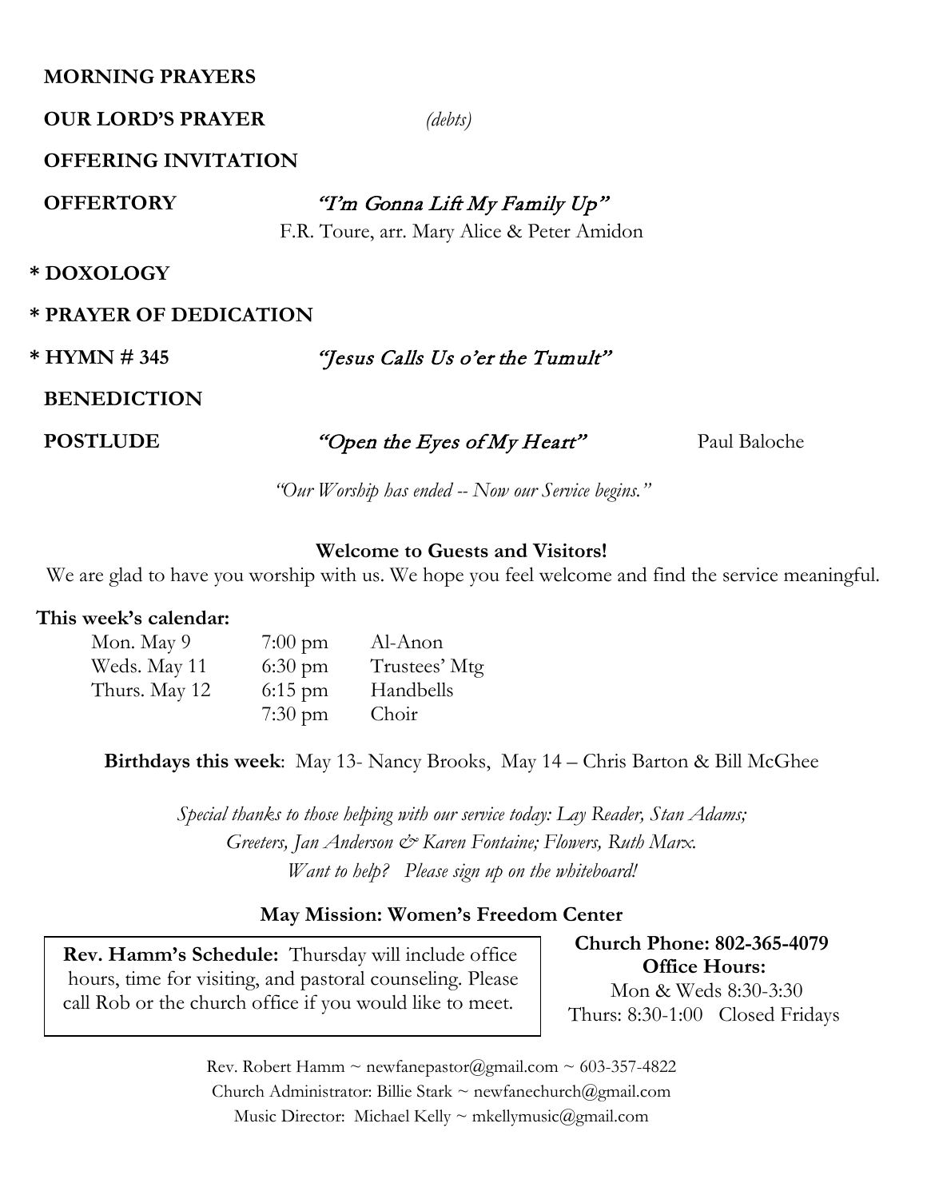**MORNING PRAYERS**

**OUR LORD'S PRAYER** *(debts)*

**OFFERING INVITATION**

**OFFERTORY** *"I'm Gonna Lift My Family Up"*
F.R. Toure, arr. Mary Alice & Peter Amidon

**\* DOXOLOGY**

**\* PRAYER OF DEDICATION**

**\* HYMN # 345** *"Jesus Calls Us o'er the Tumult"*

**BENEDICTION**

**POSTLUDE** *"Open the Eyes of My Heart"* Paul Baloche

*"Our Worship has ended -- Now our Service begins."*

**Welcome to Guests and Visitors!**

We are glad to have you worship with us. We hope you feel welcome and find the service meaningful.

**This week's calendar:**

| | | |
|---|---|---|
| Mon. May 9 | 7:00 pm | Al-Anon |
| Weds. May 11 | 6:30 pm | Trustees' Mtg |
| Thurs. May 12 | 6:15 pm | Handbells |
| | 7:30 pm | Choir |

**Birthdays this week**: May 13- Nancy Brooks, May 14 – Chris Barton & Bill McGhee

*Special thanks to those helping with our service today: Lay Reader, Stan Adams; Greeters, Jan Anderson & Karen Fontaine; Flowers, Ruth Marx.*
*Want to help? Please sign up on the whiteboard!*

**May Mission: Women's Freedom Center**

**Rev. Hamm's Schedule:** Thursday will include office hours, time for visiting, and pastoral counseling. Please call Rob or the church office if you would like to meet.

**Church Phone: 802-365-4079**
**Office Hours:**
Mon & Weds 8:30-3:30
Thurs: 8:30-1:00 Closed Fridays

Rev. Robert Hamm ~ newfanepastor@gmail.com ~ 603-357-4822
Church Administrator: Billie Stark ~ newfanechurch@gmail.com
Music Director: Michael Kelly ~ mkellymusic@gmail.com